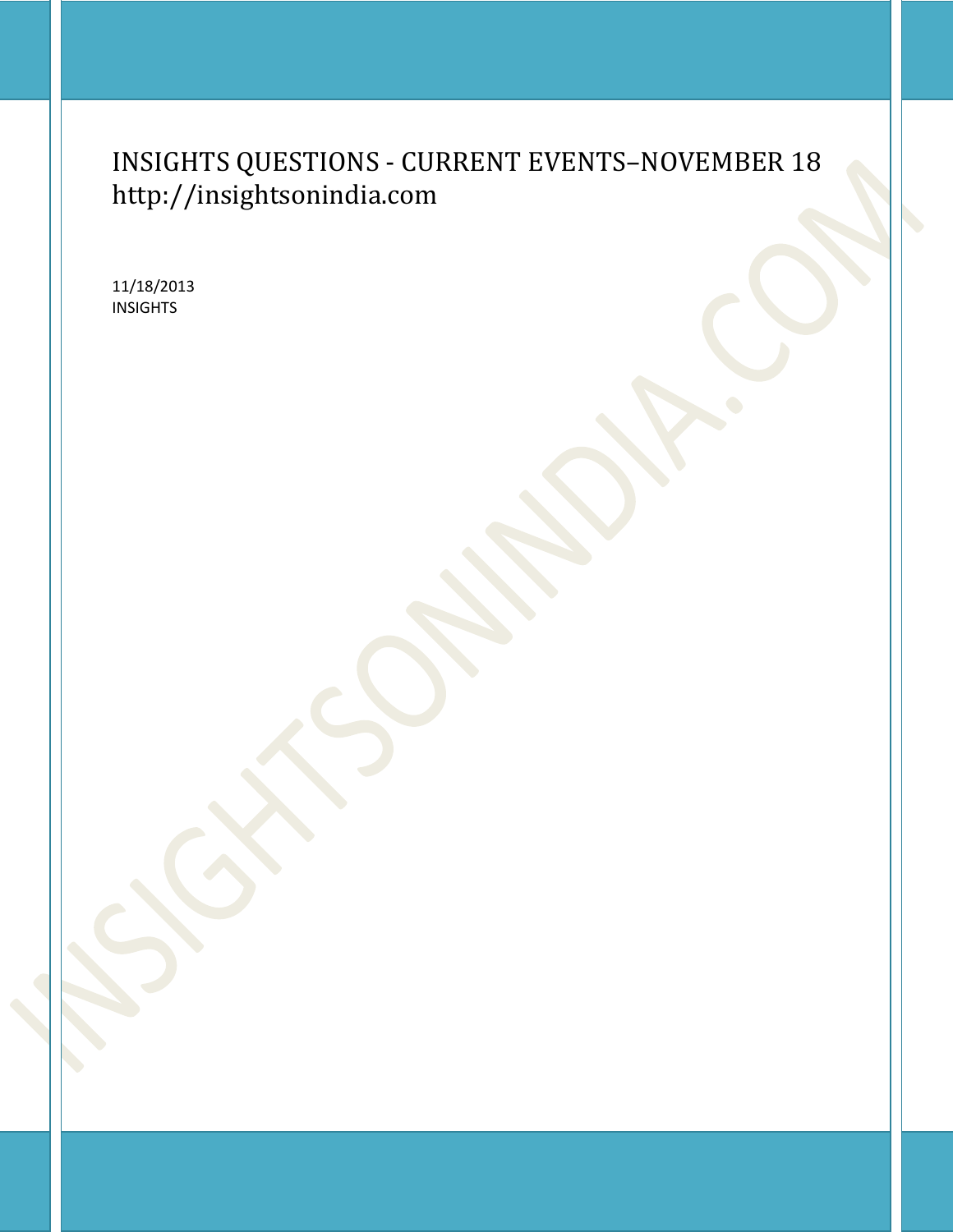# INSIGHTS QUESTIONS - CURRENT EVENTS–NOVEMBER 18
http://insightsonindia.com

11/18/2013
INSIGHTS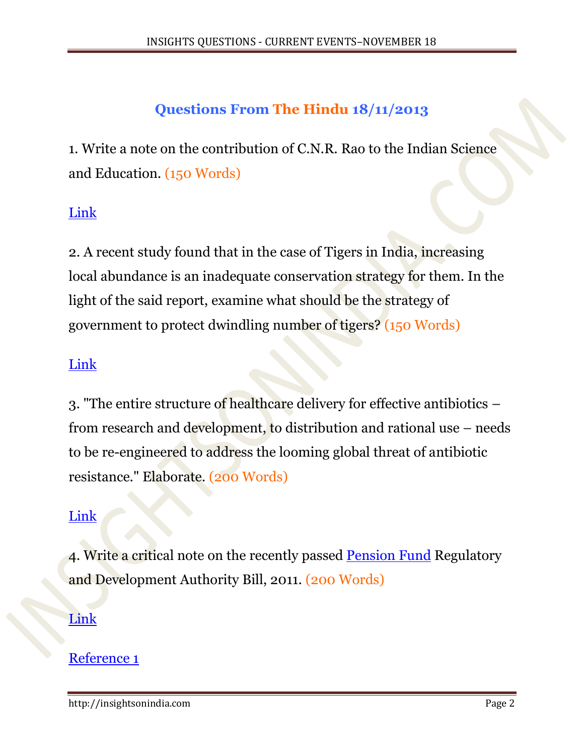## Questions From The Hindu 18/11/2013

1. Write a note on the contribution of C.N.R. Rao to the Indian Science and Education. (150 Words)

Link

2. A recent study found that in the case of Tigers in India, increasing local abundance is an inadequate conservation strategy for them. In the light of the said report, examine what should be the strategy of government to protect dwindling number of tigers? (150 Words)

Link

3. "The entire structure of healthcare delivery for effective antibiotics – from research and development, to distribution and rational use – needs to be re-engineered to address the looming global threat of antibiotic resistance." Elaborate. (200 Words)

Link

4. Write a critical note on the recently passed Pension Fund Regulatory and Development Authority Bill, 2011. (200 Words)

Link

Reference 1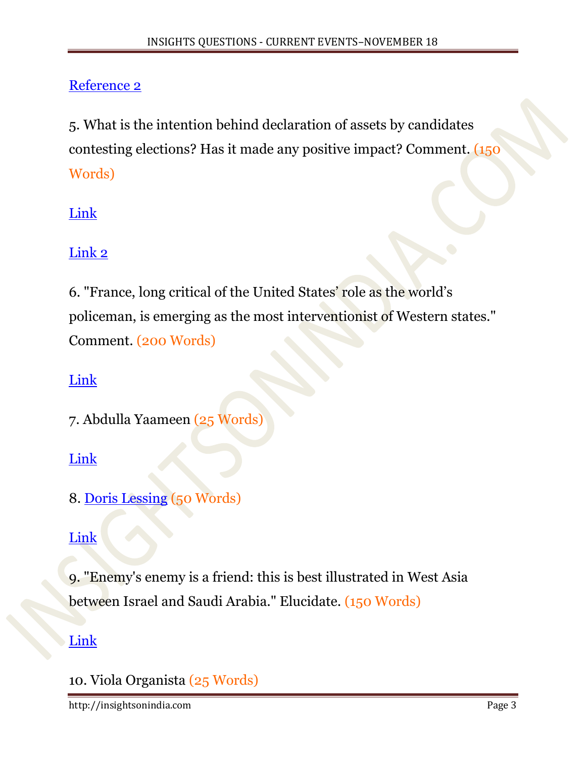Reference 2

5. What is the intention behind declaration of assets by candidates contesting elections? Has it made any positive impact? Comment. (150 Words)

Link

Link 2

6. "France, long critical of the United States' role as the world's policeman, is emerging as the most interventionist of Western states." Comment. (200 Words)

Link

7. Abdulla Yaameen (25 Words)

Link

8. Doris Lessing (50 Words)

Link

9. "Enemy's enemy is a friend: this is best illustrated in West Asia between Israel and Saudi Arabia." Elucidate. (150 Words)

Link

10. Viola Organista (25 Words)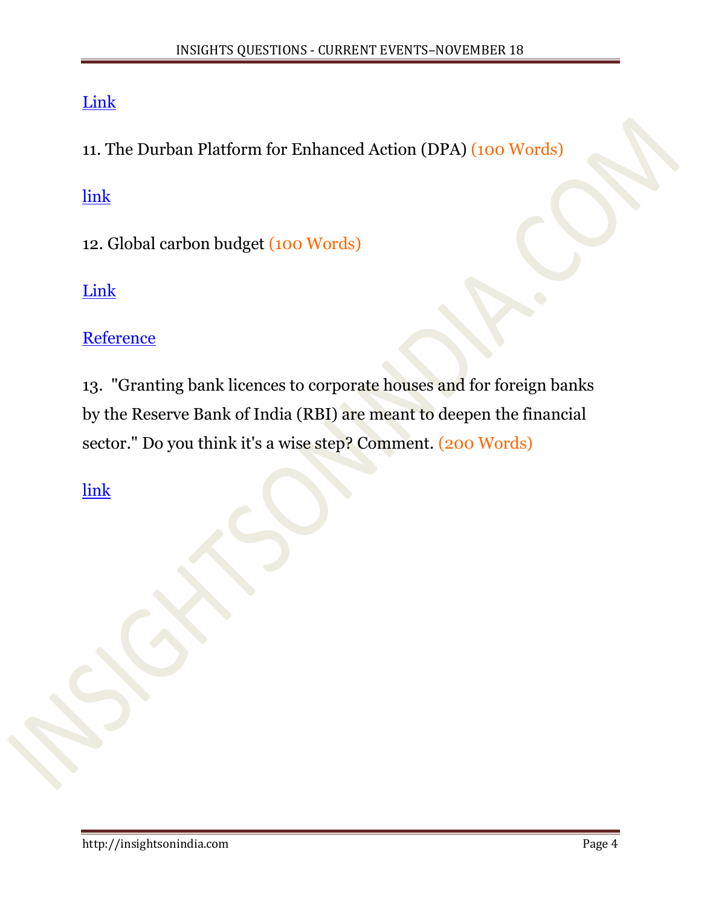Link

11. The Durban Platform for Enhanced Action (DPA) (100 Words)

link

12. Global carbon budget (100 Words)

Link

Reference

13. "Granting bank licences to corporate houses and for foreign banks by the Reserve Bank of India (RBI) are meant to deepen the financial sector." Do you think it's a wise step? Comment. (200 Words)

link